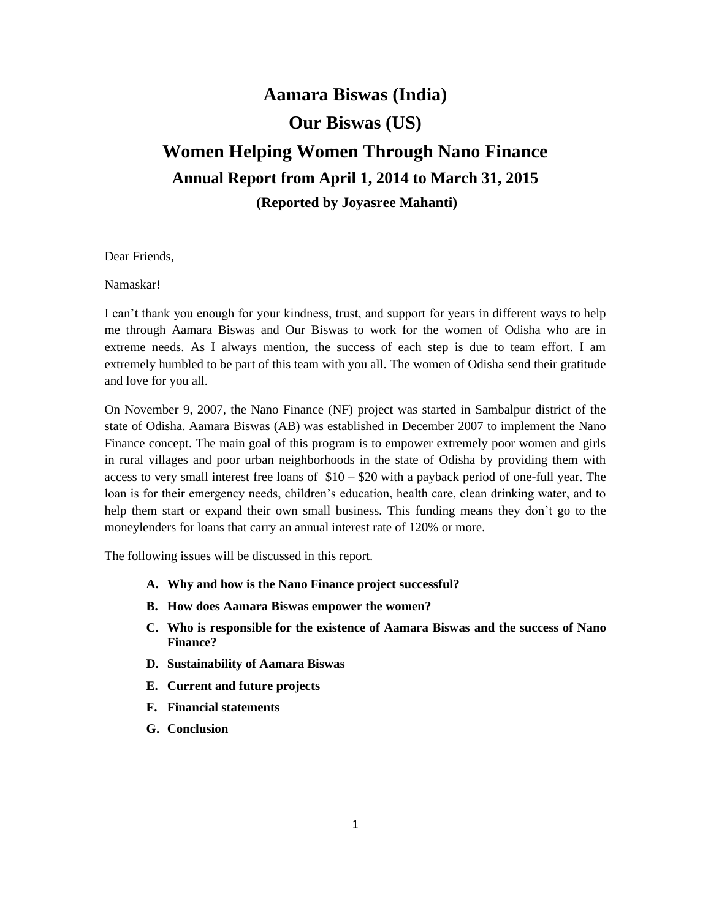# Aamara Biswas (India)

# Our Biswas (US)

# Women Helping Women Through Nano Finance

## Annual Report from April 1, 2014 to March 31, 2015

### (Reported by Joyasree Mahanti)

Dear Friends,

Namaskar!

I can't thank you enough for your kindness, trust, and support for years in different ways to help me through Aamara Biswas and Our Biswas to work for the women of Odisha who are in extreme needs. As I always mention, the success of each step is due to team effort. I am extremely humbled to be part of this team with you all. The women of Odisha send their gratitude and love for you all.

On November 9, 2007, the Nano Finance (NF) project was started in Sambalpur district of the state of Odisha. Aamara Biswas (AB) was established in December 2007 to implement the Nano Finance concept. The main goal of this program is to empower extremely poor women and girls in rural villages and poor urban neighborhoods in the state of Odisha by providing them with access to very small interest free loans of $10 – $20 with a payback period of one-full year. The loan is for their emergency needs, children's education, health care, clean drinking water, and to help them start or expand their own small business. This funding means they don't go to the moneylenders for loans that carry an annual interest rate of 120% or more.

The following issues will be discussed in this report.

- **A. Why and how is the Nano Finance project successful?**
- **B. How does Aamara Biswas empower the women?**
- **C. Who is responsible for the existence of Aamara Biswas and the success of Nano Finance?**
- **D. Sustainability of Aamara Biswas**
- **E. Current and future projects**
- **F. Financial statements**
- **G. Conclusion**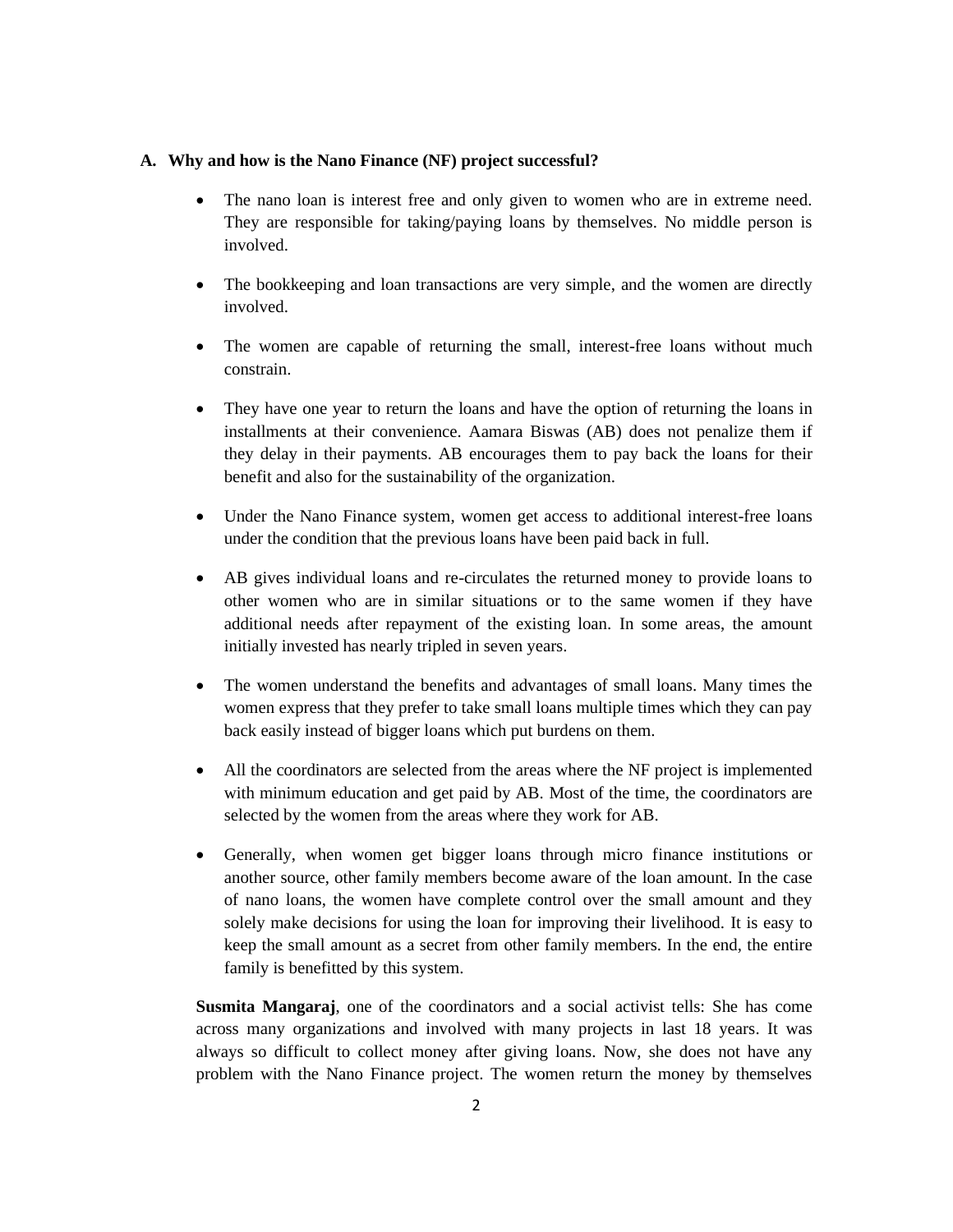## A. Why and how is the Nano Finance (NF) project successful?

- The nano loan is interest free and only given to women who are in extreme need. They are responsible for taking/paying loans by themselves. No middle person is involved.
- The bookkeeping and loan transactions are very simple, and the women are directly involved.
- The women are capable of returning the small, interest-free loans without much constrain.
- They have one year to return the loans and have the option of returning the loans in installments at their convenience. Aamara Biswas (AB) does not penalize them if they delay in their payments. AB encourages them to pay back the loans for their benefit and also for the sustainability of the organization.
- Under the Nano Finance system, women get access to additional interest-free loans under the condition that the previous loans have been paid back in full.
- AB gives individual loans and re-circulates the returned money to provide loans to other women who are in similar situations or to the same women if they have additional needs after repayment of the existing loan. In some areas, the amount initially invested has nearly tripled in seven years.
- The women understand the benefits and advantages of small loans. Many times the women express that they prefer to take small loans multiple times which they can pay back easily instead of bigger loans which put burdens on them.
- All the coordinators are selected from the areas where the NF project is implemented with minimum education and get paid by AB. Most of the time, the coordinators are selected by the women from the areas where they work for AB.
- Generally, when women get bigger loans through micro finance institutions or another source, other family members become aware of the loan amount. In the case of nano loans, the women have complete control over the small amount and they solely make decisions for using the loan for improving their livelihood. It is easy to keep the small amount as a secret from other family members. In the end, the entire family is benefitted by this system.

**Susmita Mangaraj**, one of the coordinators and a social activist tells: She has come across many organizations and involved with many projects in last 18 years. It was always so difficult to collect money after giving loans. Now, she does not have any problem with the Nano Finance project. The women return the money by themselves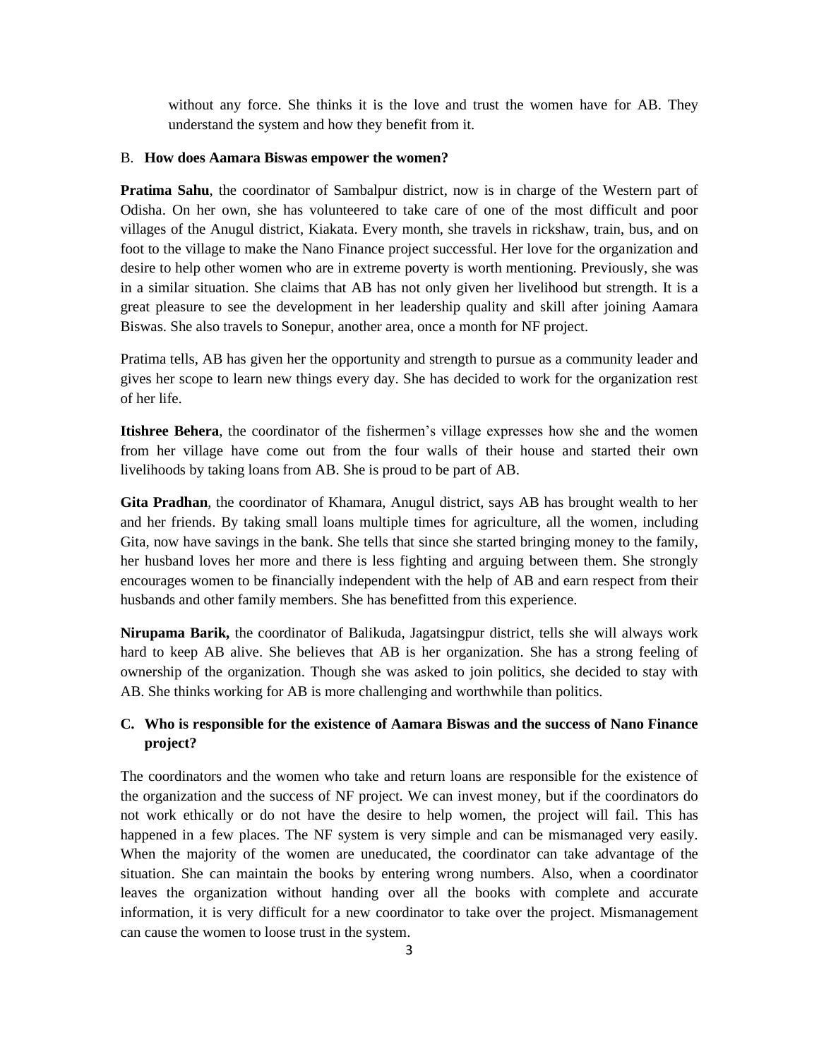without any force. She thinks it is the love and trust the women have for AB. They understand the system and how they benefit from it.

### B. How does Aamara Biswas empower the women?

**Pratima Sahu**, the coordinator of Sambalpur district, now is in charge of the Western part of Odisha. On her own, she has volunteered to take care of one of the most difficult and poor villages of the Anugul district, Kiakata. Every month, she travels in rickshaw, train, bus, and on foot to the village to make the Nano Finance project successful. Her love for the organization and desire to help other women who are in extreme poverty is worth mentioning. Previously, she was in a similar situation. She claims that AB has not only given her livelihood but strength. It is a great pleasure to see the development in her leadership quality and skill after joining Aamara Biswas. She also travels to Sonepur, another area, once a month for NF project.

Pratima tells, AB has given her the opportunity and strength to pursue as a community leader and gives her scope to learn new things every day. She has decided to work for the organization rest of her life.

**Itishree Behera**, the coordinator of the fishermen's village expresses how she and the women from her village have come out from the four walls of their house and started their own livelihoods by taking loans from AB. She is proud to be part of AB.

**Gita Pradhan**, the coordinator of Khamara, Anugul district, says AB has brought wealth to her and her friends. By taking small loans multiple times for agriculture, all the women, including Gita, now have savings in the bank. She tells that since she started bringing money to the family, her husband loves her more and there is less fighting and arguing between them. She strongly encourages women to be financially independent with the help of AB and earn respect from their husbands and other family members. She has benefitted from this experience.

**Nirupama Barik,** the coordinator of Balikuda, Jagatsingpur district, tells she will always work hard to keep AB alive. She believes that AB is her organization. She has a strong feeling of ownership of the organization. Though she was asked to join politics, she decided to stay with AB. She thinks working for AB is more challenging and worthwhile than politics.

### C. Who is responsible for the existence of Aamara Biswas and the success of Nano Finance project?

The coordinators and the women who take and return loans are responsible for the existence of the organization and the success of NF project. We can invest money, but if the coordinators do not work ethically or do not have the desire to help women, the project will fail. This has happened in a few places. The NF system is very simple and can be mismanaged very easily. When the majority of the women are uneducated, the coordinator can take advantage of the situation. She can maintain the books by entering wrong numbers. Also, when a coordinator leaves the organization without handing over all the books with complete and accurate information, it is very difficult for a new coordinator to take over the project. Mismanagement can cause the women to loose trust in the system.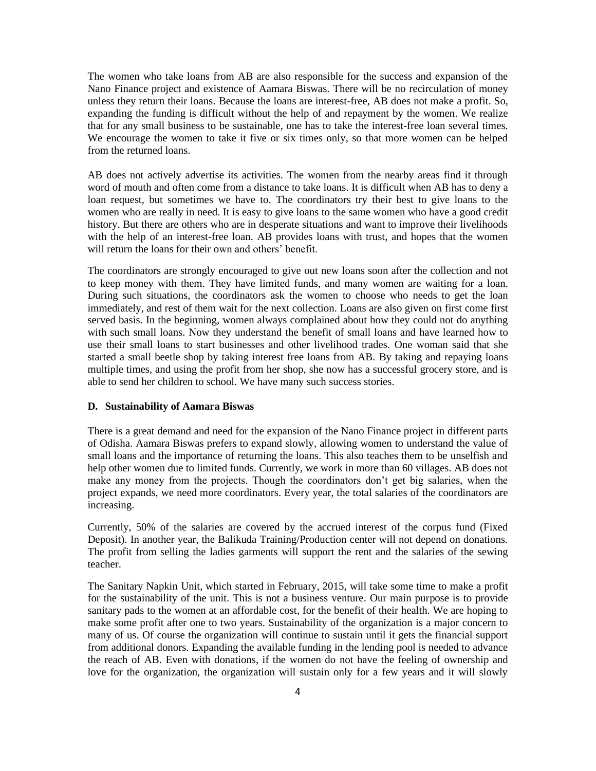The women who take loans from AB are also responsible for the success and expansion of the Nano Finance project and existence of Aamara Biswas. There will be no recirculation of money unless they return their loans. Because the loans are interest-free, AB does not make a profit. So, expanding the funding is difficult without the help of and repayment by the women. We realize that for any small business to be sustainable, one has to take the interest-free loan several times. We encourage the women to take it five or six times only, so that more women can be helped from the returned loans.

AB does not actively advertise its activities. The women from the nearby areas find it through word of mouth and often come from a distance to take loans. It is difficult when AB has to deny a loan request, but sometimes we have to. The coordinators try their best to give loans to the women who are really in need. It is easy to give loans to the same women who have a good credit history. But there are others who are in desperate situations and want to improve their livelihoods with the help of an interest-free loan. AB provides loans with trust, and hopes that the women will return the loans for their own and others' benefit.

The coordinators are strongly encouraged to give out new loans soon after the collection and not to keep money with them. They have limited funds, and many women are waiting for a loan. During such situations, the coordinators ask the women to choose who needs to get the loan immediately, and rest of them wait for the next collection. Loans are also given on first come first served basis. In the beginning, women always complained about how they could not do anything with such small loans. Now they understand the benefit of small loans and have learned how to use their small loans to start businesses and other livelihood trades. One woman said that she started a small beetle shop by taking interest free loans from AB. By taking and repaying loans multiple times, and using the profit from her shop, she now has a successful grocery store, and is able to send her children to school. We have many such success stories.

### D. Sustainability of Aamara Biswas

There is a great demand and need for the expansion of the Nano Finance project in different parts of Odisha. Aamara Biswas prefers to expand slowly, allowing women to understand the value of small loans and the importance of returning the loans. This also teaches them to be unselfish and help other women due to limited funds. Currently, we work in more than 60 villages. AB does not make any money from the projects. Though the coordinators don't get big salaries, when the project expands, we need more coordinators. Every year, the total salaries of the coordinators are increasing.

Currently, 50% of the salaries are covered by the accrued interest of the corpus fund (Fixed Deposit). In another year, the Balikuda Training/Production center will not depend on donations. The profit from selling the ladies garments will support the rent and the salaries of the sewing teacher.

The Sanitary Napkin Unit, which started in February, 2015, will take some time to make a profit for the sustainability of the unit. This is not a business venture. Our main purpose is to provide sanitary pads to the women at an affordable cost, for the benefit of their health. We are hoping to make some profit after one to two years. Sustainability of the organization is a major concern to many of us. Of course the organization will continue to sustain until it gets the financial support from additional donors. Expanding the available funding in the lending pool is needed to advance the reach of AB. Even with donations, if the women do not have the feeling of ownership and love for the organization, the organization will sustain only for a few years and it will slowly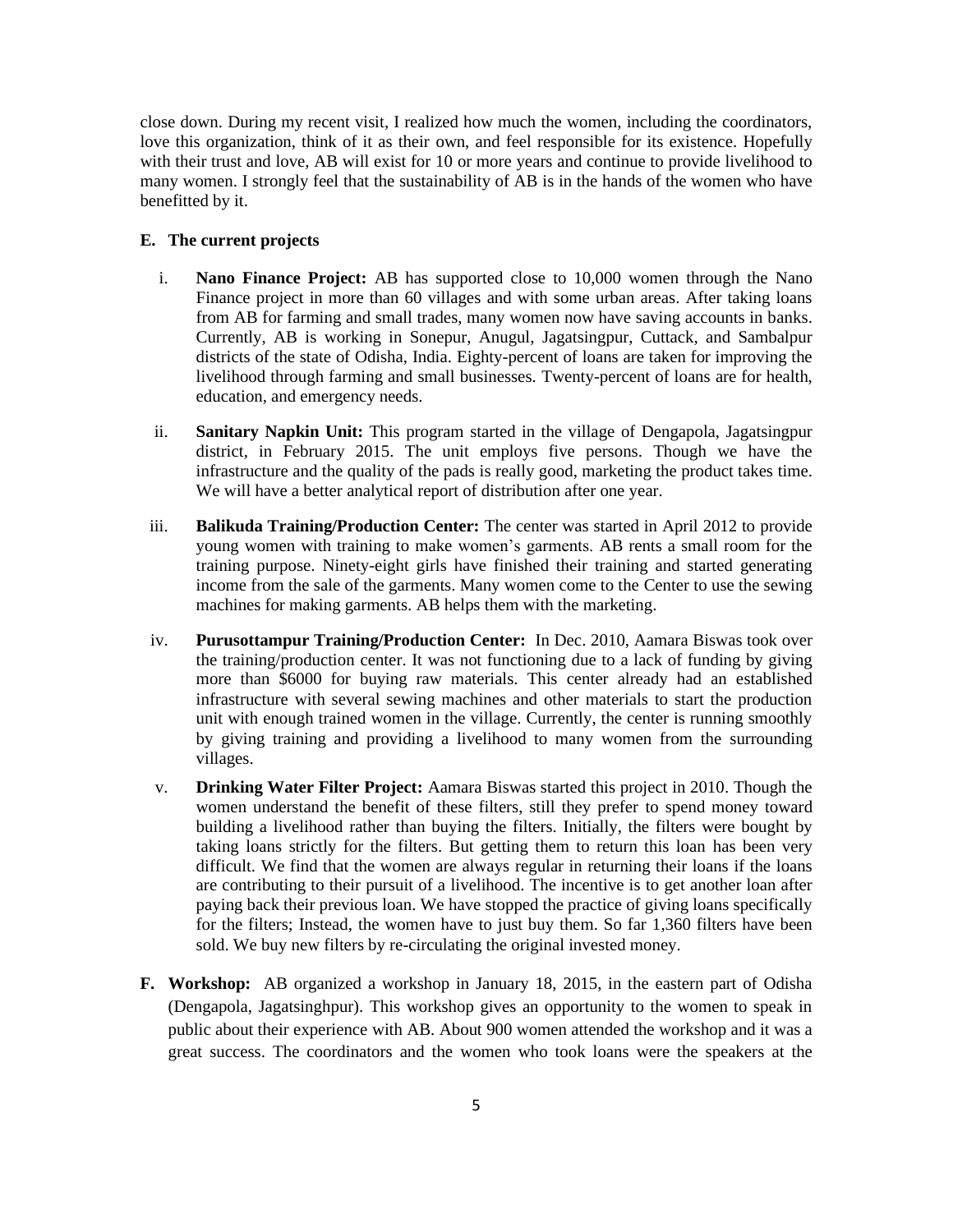close down. During my recent visit, I realized how much the women, including the coordinators, love this organization, think of it as their own, and feel responsible for its existence. Hopefully with their trust and love, AB will exist for 10 or more years and continue to provide livelihood to many women. I strongly feel that the sustainability of AB is in the hands of the women who have benefitted by it.

**E. The current projects**

i. **Nano Finance Project:** AB has supported close to 10,000 women through the Nano Finance project in more than 60 villages and with some urban areas. After taking loans from AB for farming and small trades, many women now have saving accounts in banks. Currently, AB is working in Sonepur, Anugul, Jagatsingpur, Cuttack, and Sambalpur districts of the state of Odisha, India. Eighty-percent of loans are taken for improving the livelihood through farming and small businesses. Twenty-percent of loans are for health, education, and emergency needs.

ii. **Sanitary Napkin Unit:** This program started in the village of Dengapola, Jagatsingpur district, in February 2015. The unit employs five persons. Though we have the infrastructure and the quality of the pads is really good, marketing the product takes time. We will have a better analytical report of distribution after one year.

iii. **Balikuda Training/Production Center:** The center was started in April 2012 to provide young women with training to make women's garments. AB rents a small room for the training purpose. Ninety-eight girls have finished their training and started generating income from the sale of the garments. Many women come to the Center to use the sewing machines for making garments. AB helps them with the marketing.

iv. **Purusottampur Training/Production Center:** In Dec. 2010, Aamara Biswas took over the training/production center. It was not functioning due to a lack of funding by giving more than $6000 for buying raw materials. This center already had an established infrastructure with several sewing machines and other materials to start the production unit with enough trained women in the village. Currently, the center is running smoothly by giving training and providing a livelihood to many women from the surrounding villages.

v. **Drinking Water Filter Project:** Aamara Biswas started this project in 2010. Though the women understand the benefit of these filters, still they prefer to spend money toward building a livelihood rather than buying the filters. Initially, the filters were bought by taking loans strictly for the filters. But getting them to return this loan has been very difficult. We find that the women are always regular in returning their loans if the loans are contributing to their pursuit of a livelihood. The incentive is to get another loan after paying back their previous loan. We have stopped the practice of giving loans specifically for the filters; Instead, the women have to just buy them. So far 1,360 filters have been sold. We buy new filters by re-circulating the original invested money.

**F. Workshop:** AB organized a workshop in January 18, 2015, in the eastern part of Odisha (Dengapola, Jagatsinghpur). This workshop gives an opportunity to the women to speak in public about their experience with AB. About 900 women attended the workshop and it was a great success. The coordinators and the women who took loans were the speakers at the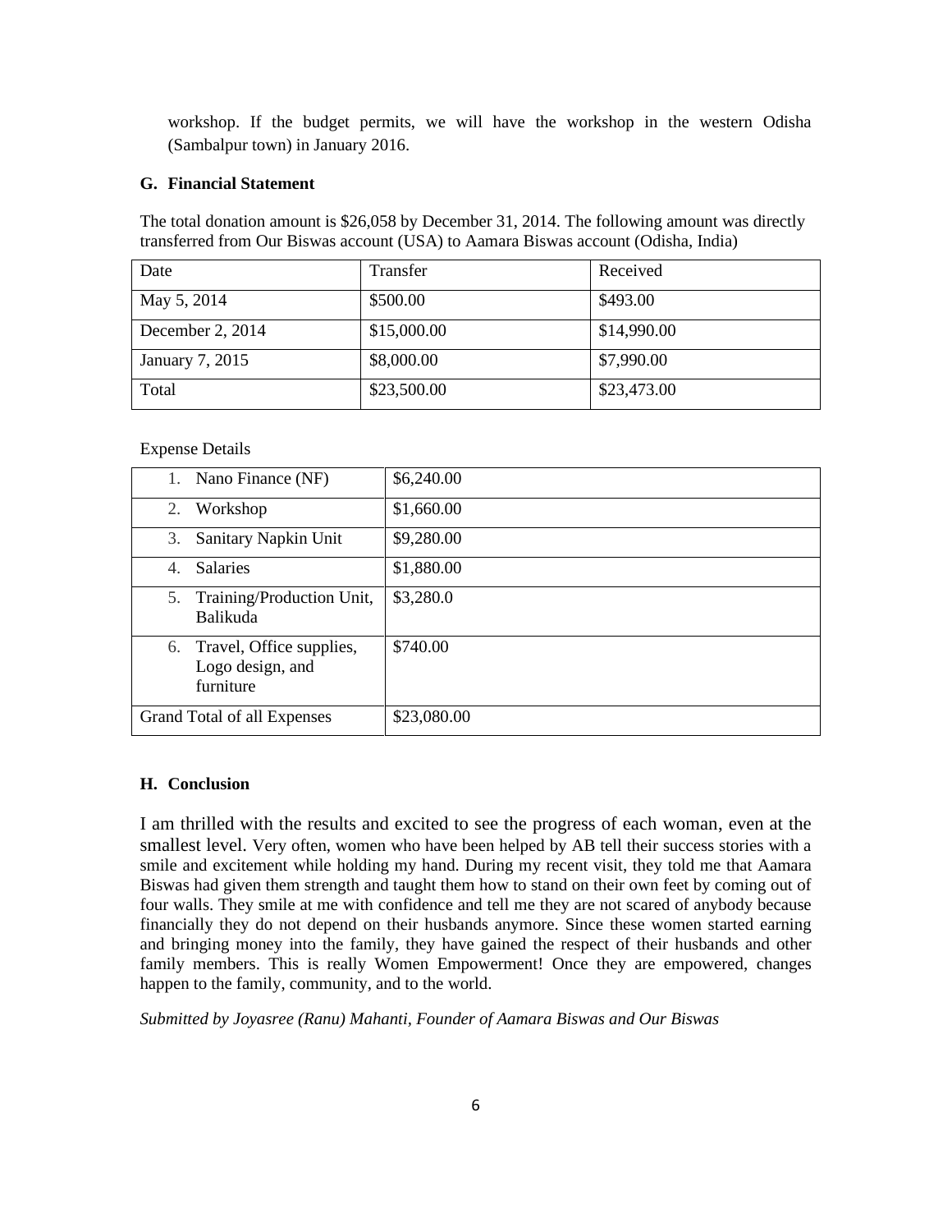workshop. If the budget permits, we will have the workshop in the western Odisha (Sambalpur town) in January 2016.

### G. Financial Statement

The total donation amount is $26,058 by December 31, 2014. The following amount was directly transferred from Our Biswas account (USA) to Aamara Biswas account (Odisha, India)

| Date | Transfer | Received |
|---|---|---|
| May 5, 2014 | $500.00 | $493.00 |
| December 2, 2014 | $15,000.00 | $14,990.00 |
| January 7, 2015 | $8,000.00 | $7,990.00 |
| Total | $23,500.00 | $23,473.00 |

Expense Details

| | |
|---|---|
| 1. Nano Finance (NF) | $6,240.00 |
| 2. Workshop | $1,660.00 |
| 3. Sanitary Napkin Unit | $9,280.00 |
| 4. Salaries | $1,880.00 |
| 5. Training/Production Unit, Balikuda | $3,280.0 |
| 6. Travel, Office supplies, Logo design, and furniture | $740.00 |
| Grand Total of all Expenses | $23,080.00 |

### H. Conclusion

I am thrilled with the results and excited to see the progress of each woman, even at the smallest level. Very often, women who have been helped by AB tell their success stories with a smile and excitement while holding my hand. During my recent visit, they told me that Aamara Biswas had given them strength and taught them how to stand on their own feet by coming out of four walls. They smile at me with confidence and tell me they are not scared of anybody because financially they do not depend on their husbands anymore. Since these women started earning and bringing money into the family, they have gained the respect of their husbands and other family members. This is really Women Empowerment! Once they are empowered, changes happen to the family, community, and to the world.

*Submitted by Joyasree (Ranu) Mahanti, Founder of Aamara Biswas and Our Biswas*